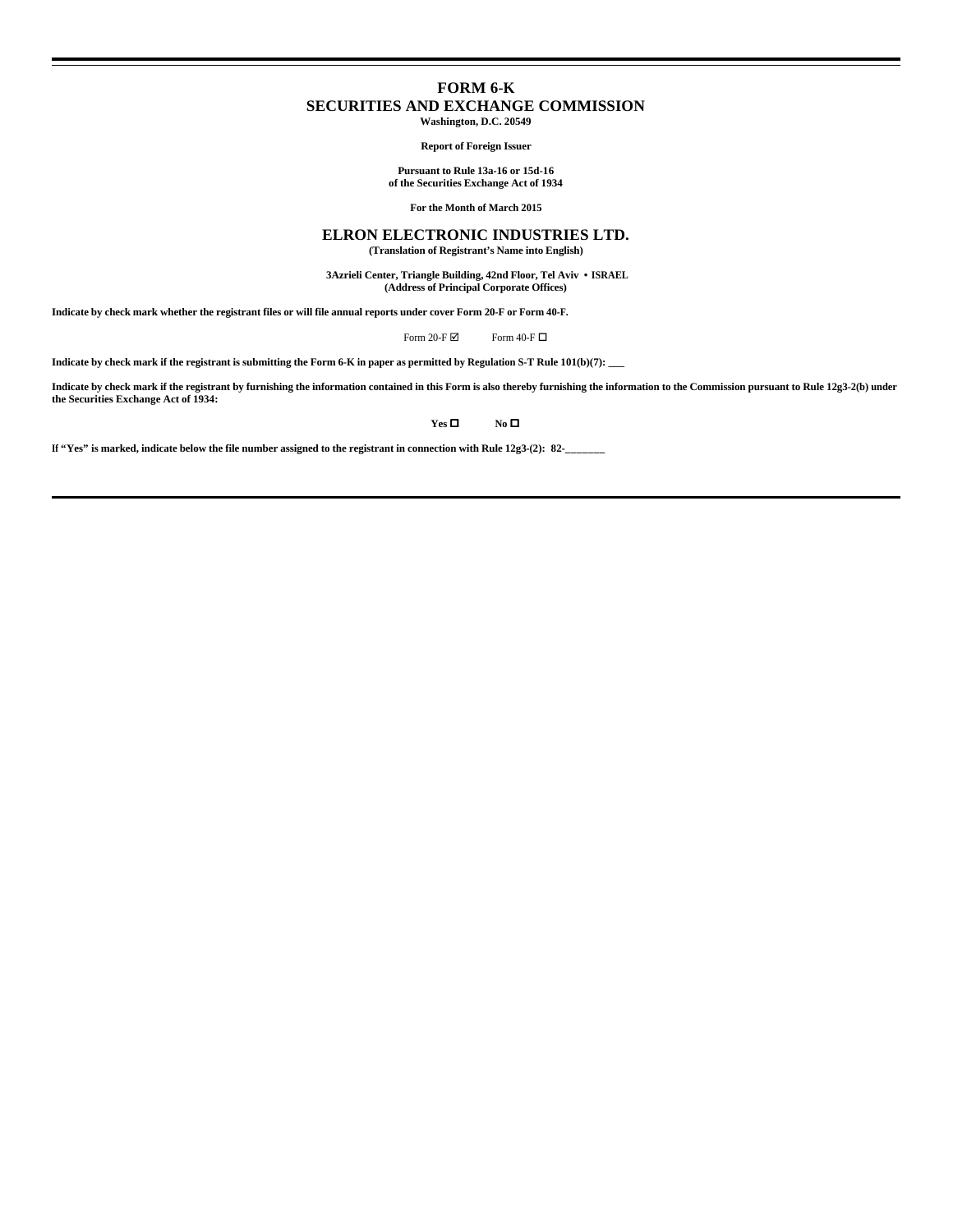# FORM 6-K

## SECURITIES AND EXCHANGE COMMISSION

**Washington, D.C. 20549**

**Report of Foreign Issuer**

**Pursuant to Rule 13a-16 or 15d-16**
**of the Securities Exchange Act of 1934**

**For the Month of March 2015**

## ELRON ELECTRONIC INDUSTRIES LTD.

**(Translation of Registrant's Name into English)**

**3Azrieli Center, Triangle Building, 42nd Floor, Tel Aviv • ISRAEL**
**(Address of Principal Corporate Offices)**

**Indicate by check mark whether the registrant files or will file annual reports under cover Form 20-F or Form 40-F.**

Form 20-F ☑ Form 40-F ☐

**Indicate by check mark if the registrant is submitting the Form 6-K in paper as permitted by Regulation S-T Rule 101(b)(7): ___**

**Indicate by check mark if the registrant by furnishing the information contained in this Form is also thereby furnishing the information to the Commission pursuant to Rule 12g3-2(b) under the Securities Exchange Act of 1934:**

**Yes** ☐ **No** ☐

**If "Yes" is marked, indicate below the file number assigned to the registrant in connection with Rule 12g3-(2): 82-_______**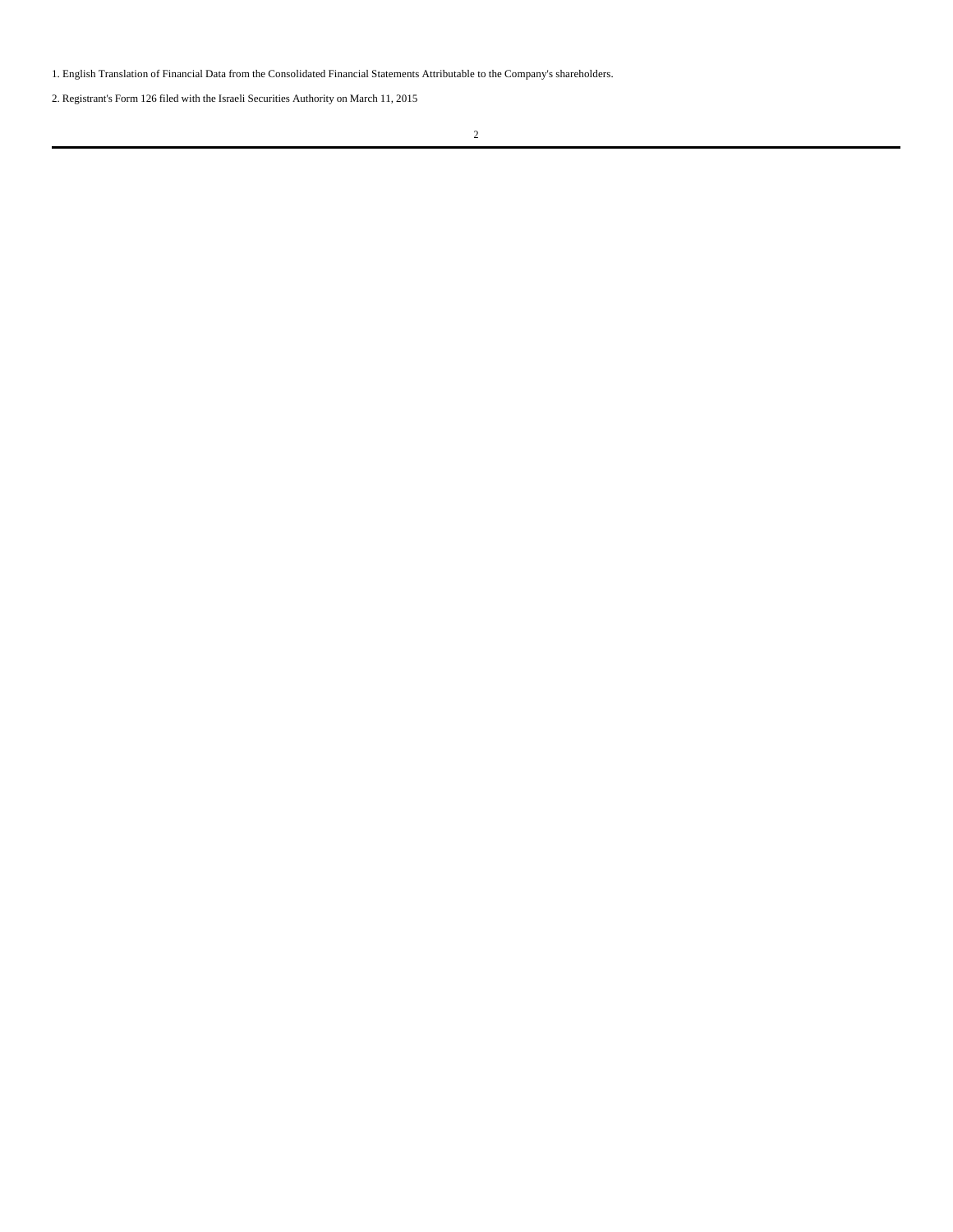1. English Translation of Financial Data from the Consolidated Financial Statements Attributable to the Company's shareholders.

2. Registrant's Form 126 filed with the Israeli Securities Authority on March 11, 2015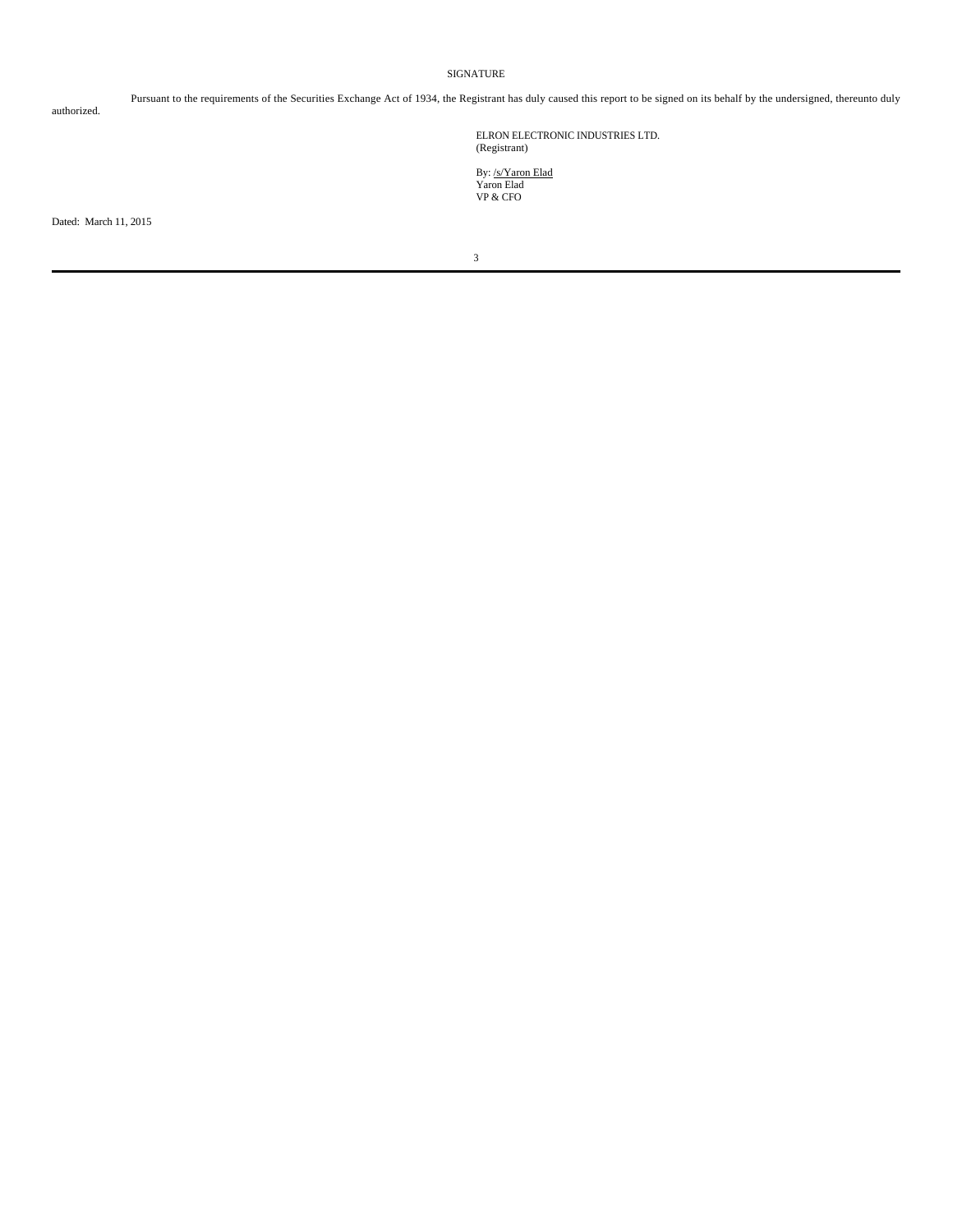# SIGNATURE

Pursuant to the requirements of the Securities Exchange Act of 1934, the Registrant has duly caused this report to be signed on its behalf by the undersigned, thereunto duly authorized.

ELRON ELECTRONIC INDUSTRIES LTD.
(Registrant)

By: /s/Yaron Elad
Yaron Elad
VP & CFO

Dated: March 11, 2015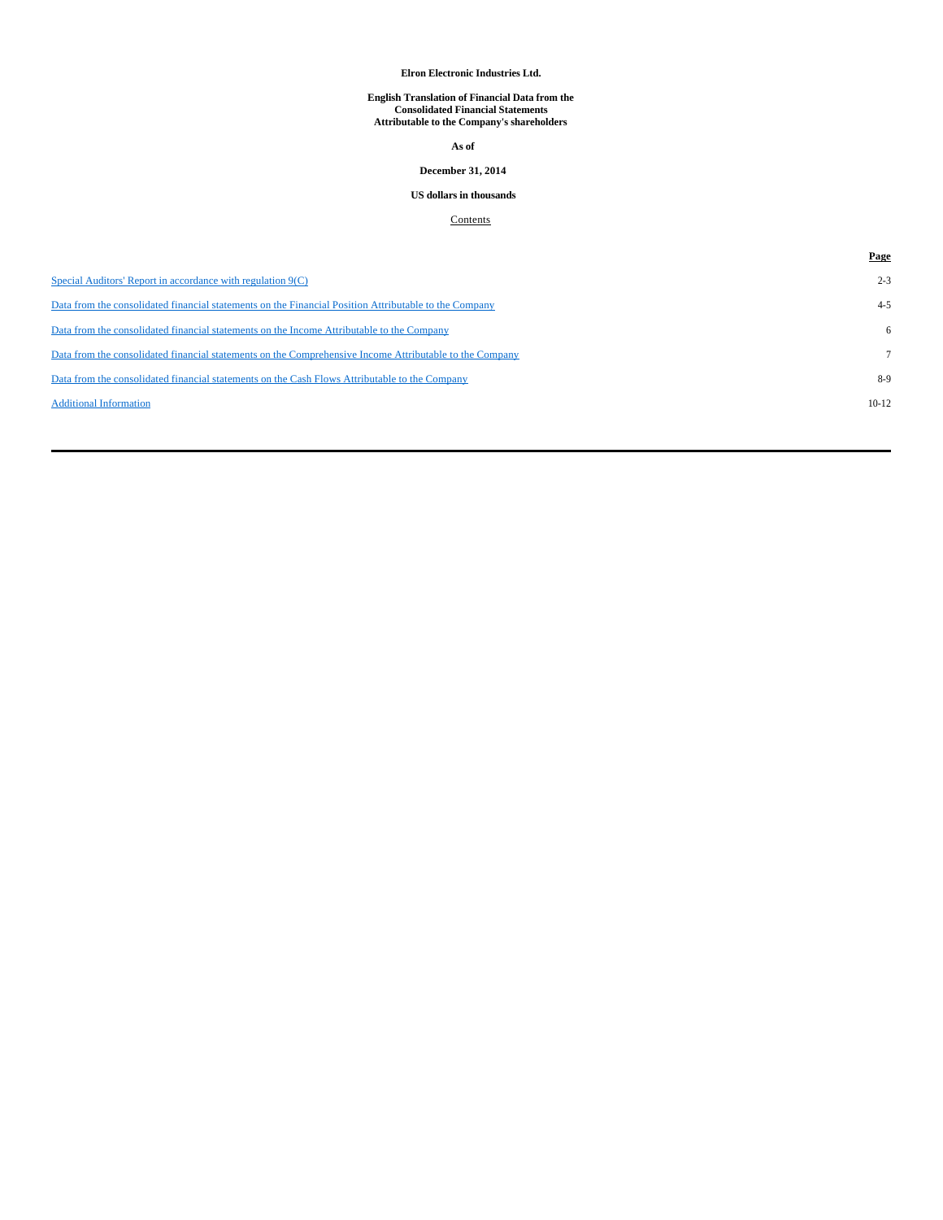**Elron Electronic Industries Ltd.**

**English Translation of Financial Data from the Consolidated Financial Statements Attributable to the Company's shareholders**

**As of**

**December 31, 2014**

**US dollars in thousands**

Contents

| | Page |
|---|---|
| Special Auditors' Report in accordance with regulation 9(C) | 2-3 |
| Data from the consolidated financial statements on the Financial Position Attributable to the Company | 4-5 |
| Data from the consolidated financial statements on the Income Attributable to the Company | 6 |
| Data from the consolidated financial statements on the Comprehensive Income Attributable to the Company | 7 |
| Data from the consolidated financial statements on the Cash Flows Attributable to the Company | 8-9 |
| Additional Information | 10-12 |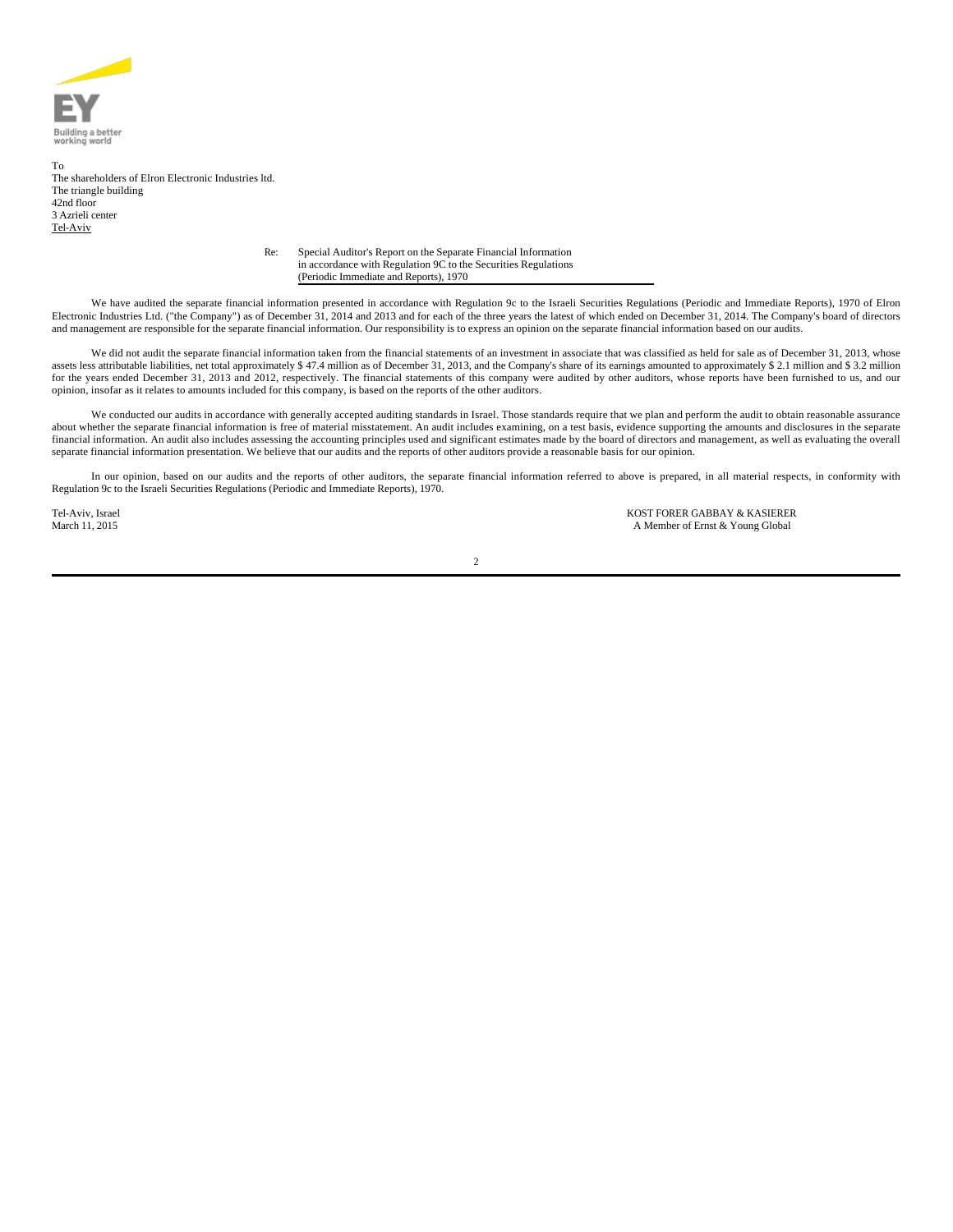EY

Building a better working world

To
The shareholders of Elron Electronic Industries ltd.
The triangle building
42nd floor
3 Azrieli center
Tel-Aviv

Re: Special Auditor's Report on the Separate Financial Information in accordance with Regulation 9C to the Securities Regulations (Periodic Immediate and Reports), 1970

We have audited the separate financial information presented in accordance with Regulation 9c to the Israeli Securities Regulations (Periodic and Immediate Reports), 1970 of Elron Electronic Industries Ltd. ("the Company") as of December 31, 2014 and 2013 and for each of the three years the latest of which ended on December 31, 2014. The Company's board of directors and management are responsible for the separate financial information. Our responsibility is to express an opinion on the separate financial information based on our audits.

We did not audit the separate financial information taken from the financial statements of an investment in associate that was classified as held for sale as of December 31, 2013, whose assets less attributable liabilities, net total approximately $ 47.4 million as of December 31, 2013, and the Company's share of its earnings amounted to approximately $ 2.1 million and $ 3.2 million for the years ended December 31, 2013 and 2012, respectively. The financial statements of this company were audited by other auditors, whose reports have been furnished to us, and our opinion, insofar as it relates to amounts included for this company, is based on the reports of the other auditors.

We conducted our audits in accordance with generally accepted auditing standards in Israel. Those standards require that we plan and perform the audit to obtain reasonable assurance about whether the separate financial information is free of material misstatement. An audit includes examining, on a test basis, evidence supporting the amounts and disclosures in the separate financial information. An audit also includes assessing the accounting principles used and significant estimates made by the board of directors and management, as well as evaluating the overall separate financial information presentation. We believe that our audits and the reports of other auditors provide a reasonable basis for our opinion.

In our opinion, based on our audits and the reports of other auditors, the separate financial information referred to above is prepared, in all material respects, in conformity with Regulation 9c to the Israeli Securities Regulations (Periodic and Immediate Reports), 1970.

Tel-Aviv, Israel
March 11, 2015

KOST FORER GABBAY & KASIERER
A Member of Ernst & Young Global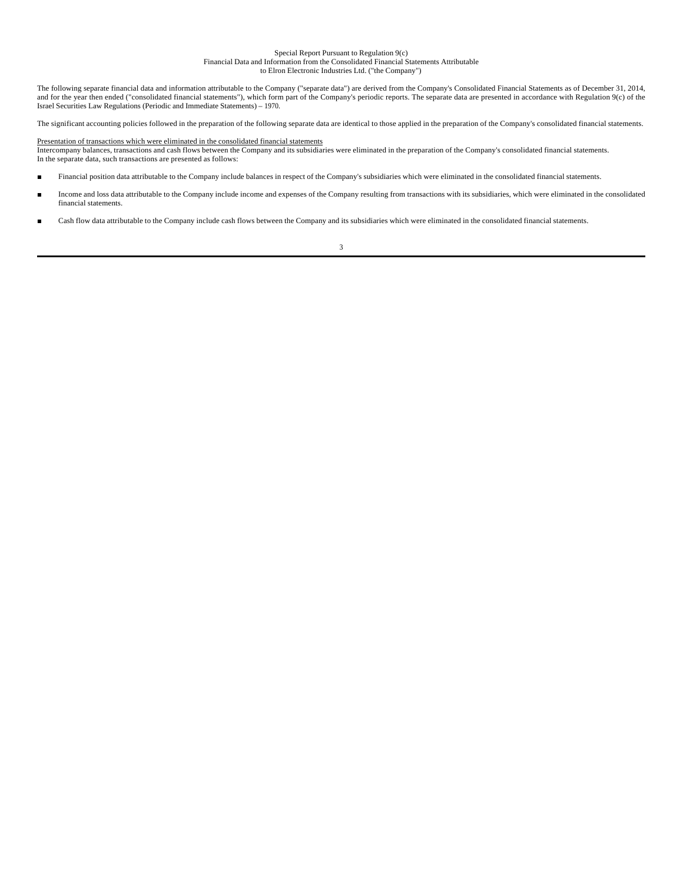Special Report Pursuant to Regulation 9(c)
Financial Data and Information from the Consolidated Financial Statements Attributable
to Elron Electronic Industries Ltd. ("the Company")

The following separate financial data and information attributable to the Company ("separate data") are derived from the Company's Consolidated Financial Statements as of December 31, 2014, and for the year then ended ("consolidated financial statements"), which form part of the Company's periodic reports. The separate data are presented in accordance with Regulation 9(c) of the Israel Securities Law Regulations (Periodic and Immediate Statements) – 1970.

The significant accounting policies followed in the preparation of the following separate data are identical to those applied in the preparation of the Company's consolidated financial statements.

Presentation of transactions which were eliminated in the consolidated financial statements

Intercompany balances, transactions and cash flows between the Company and its subsidiaries were eliminated in the preparation of the Company's consolidated financial statements.
In the separate data, such transactions are presented as follows:

- Financial position data attributable to the Company include balances in respect of the Company's subsidiaries which were eliminated in the consolidated financial statements.
- Income and loss data attributable to the Company include income and expenses of the Company resulting from transactions with its subsidiaries, which were eliminated in the consolidated financial statements.
- Cash flow data attributable to the Company include cash flows between the Company and its subsidiaries which were eliminated in the consolidated financial statements.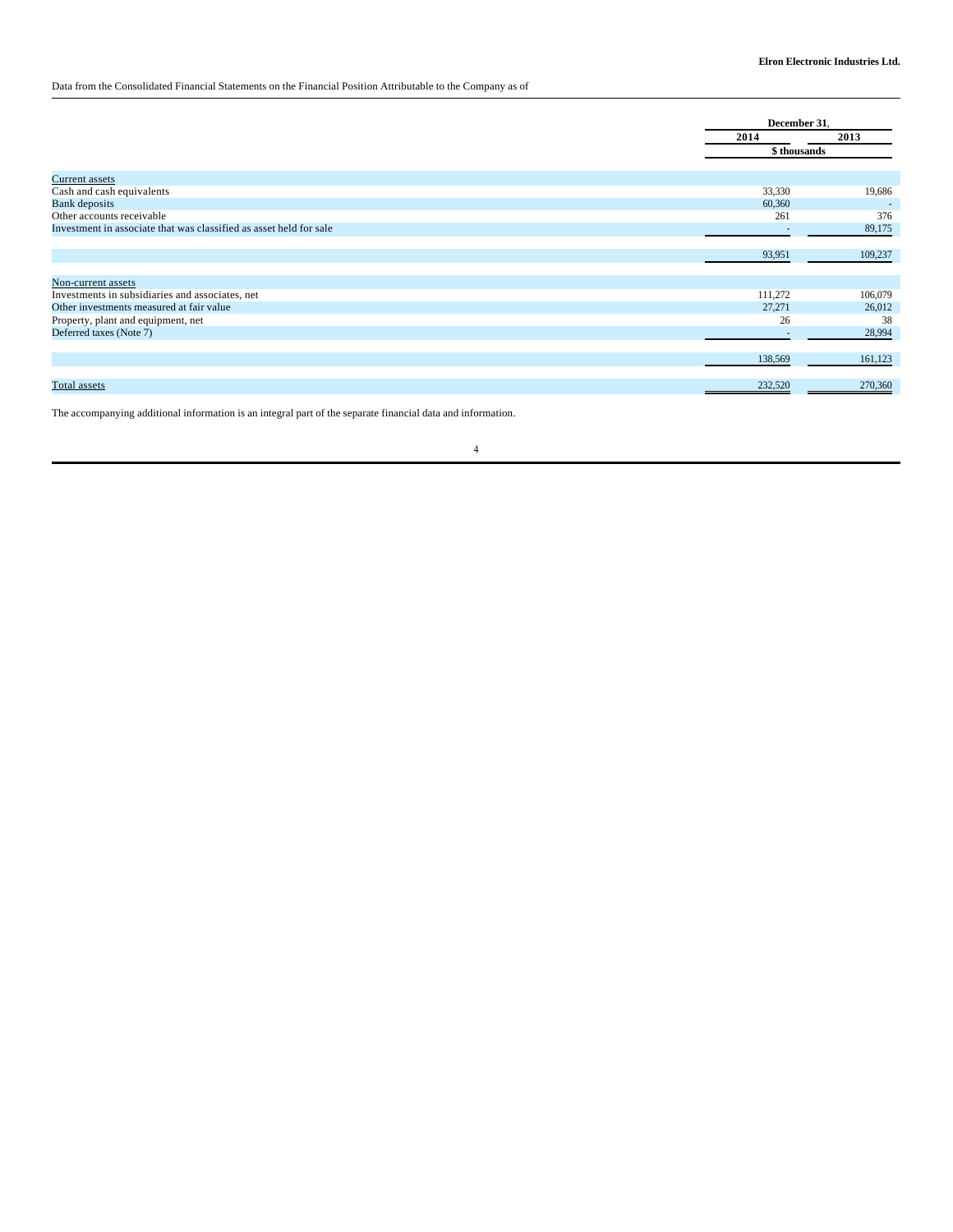**Elron Electronic Industries Ltd.**

Data from the Consolidated Financial Statements on the Financial Position Attributable to the Company as of

| | December 31, | |
|---|---|---|
| | 2014 | 2013 |
| | $ thousands | |
| Current assets | | |
| Cash and cash equivalents | 33,330 | 19,686 |
| Bank deposits | 60,360 | - |
| Other accounts receivable | 261 | 376 |
| Investment in associate that was classified as asset held for sale | - | 89,175 |
| | 93,951 | 109,237 |
| Non-current assets | | |
| Investments in subsidiaries and associates, net | 111,272 | 106,079 |
| Other investments measured at fair value | 27,271 | 26,012 |
| Property, plant and equipment, net | 26 | 38 |
| Deferred taxes (Note 7) | - | 28,994 |
| | 138,569 | 161,123 |
| Total assets | 232,520 | 270,360 |

The accompanying additional information is an integral part of the separate financial data and information.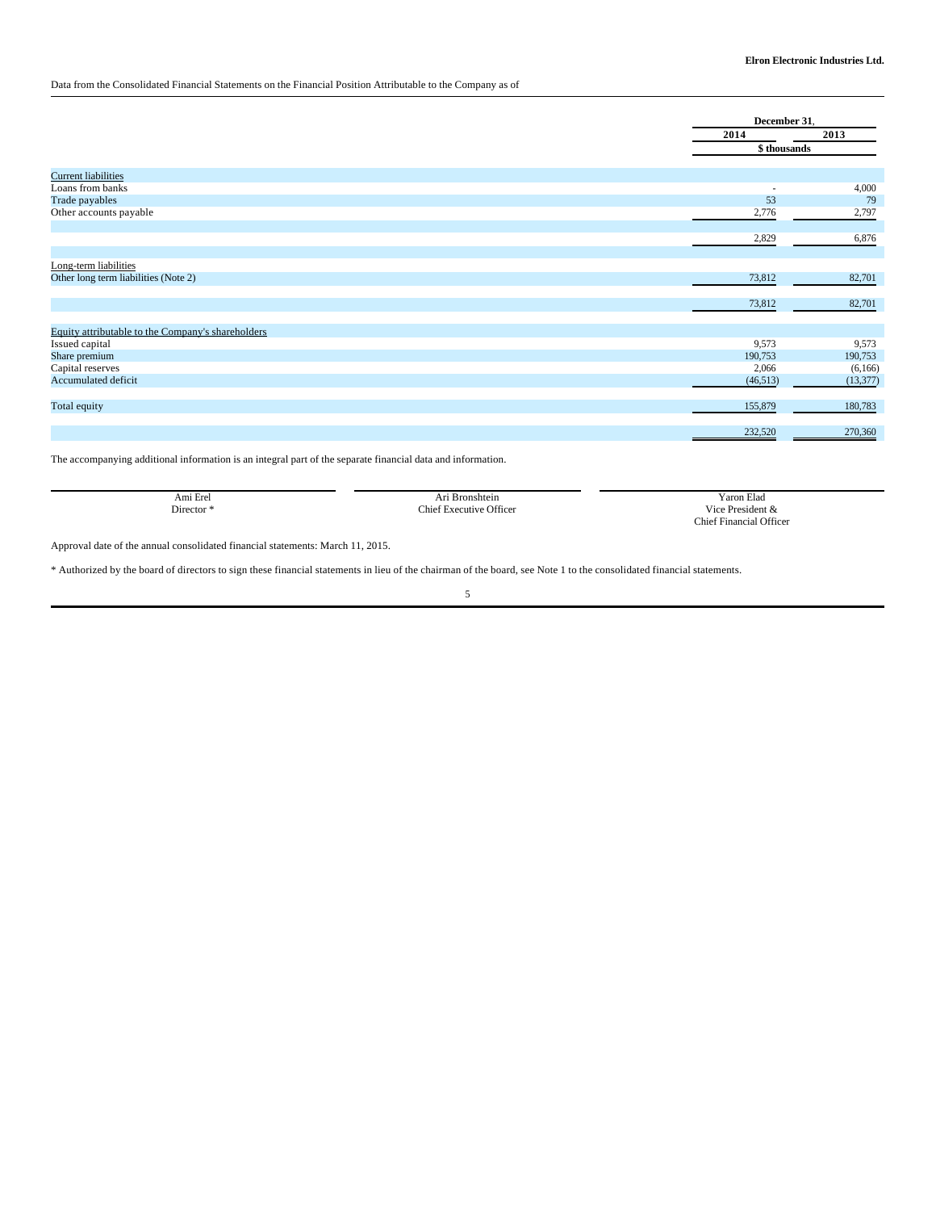Data from the Consolidated Financial Statements on the Financial Position Attributable to the Company as of

| | December 31, | |
|---|---|---|
| | 2014 | 2013 |
| | $ thousands | |
| Current liabilities | | |
| Loans from banks | - | 4,000 |
| Trade payables | 53 | 79 |
| Other accounts payable | 2,776 | 2,797 |
| | 2,829 | 6,876 |
| Long-term liabilities | | |
| Other long term liabilities (Note 2) | 73,812 | 82,701 |
| | 73,812 | 82,701 |
| Equity attributable to the Company's shareholders | | |
| Issued capital | 9,573 | 9,573 |
| Share premium | 190,753 | 190,753 |
| Capital reserves | 2,066 | (6,166) |
| Accumulated deficit | (46,513) | (13,377) |
| Total equity | 155,879 | 180,783 |
| | 232,520 | 270,360 |

The accompanying additional information is an integral part of the separate financial data and information.

| Ami Erel | Ari Bronshtein | Yaron Elad |
|---|---|---|
| Director * | Chief Executive Officer | Vice President & Chief Financial Officer |

Approval date of the annual consolidated financial statements: March 11, 2015.

* Authorized by the board of directors to sign these financial statements in lieu of the chairman of the board, see Note 1 to the consolidated financial statements.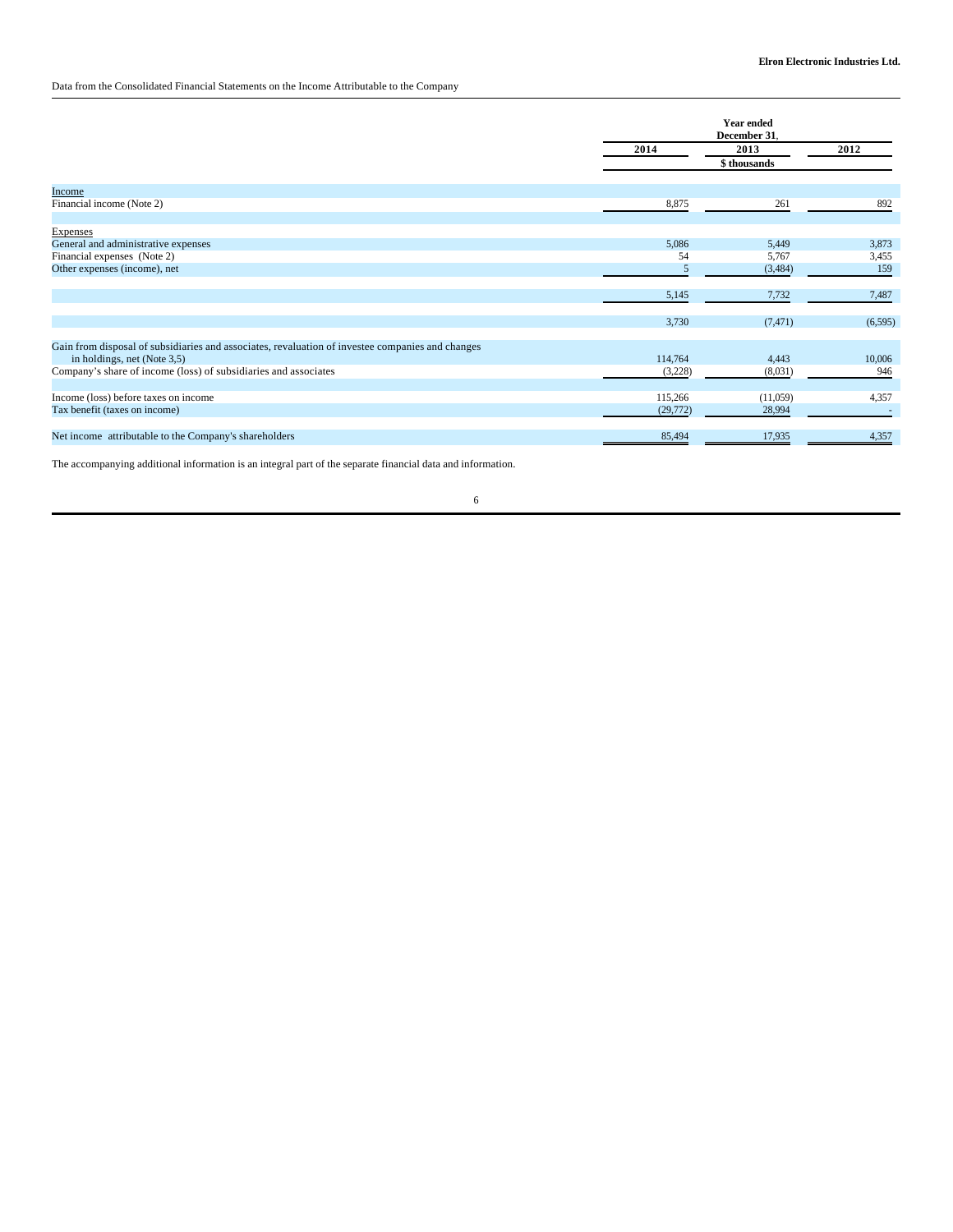Elron Electronic Industries Ltd.

Data from the Consolidated Financial Statements on the Income Attributable to the Company

| | Year ended December 31, | | |
|---|---|---|---|
| | 2014 | 2013 | 2012 |
| | | $ thousands | |
| Income | | | |
| Financial income (Note 2) | 8,875 | 261 | 892 |
| Expenses | | | |
| General and administrative expenses | 5,086 | 5,449 | 3,873 |
| Financial expenses (Note 2) | 54 | 5,767 | 3,455 |
| Other expenses (income), net | 5 | (3,484) | 159 |
| | 5,145 | 7,732 | 7,487 |
| | 3,730 | (7,471) | (6,595) |
| Gain from disposal of subsidiaries and associates, revaluation of investee companies and changes in holdings, net (Note 3,5) | 114,764 | 4,443 | 10,006 |
| Company's share of income (loss) of subsidiaries and associates | (3,228) | (8,031) | 946 |
| Income (loss) before taxes on income | 115,266 | (11,059) | 4,357 |
| Tax benefit (taxes on income) | (29,772) | 28,994 | - |
| Net income attributable to the Company's shareholders | 85,494 | 17,935 | 4,357 |

The accompanying additional information is an integral part of the separate financial data and information.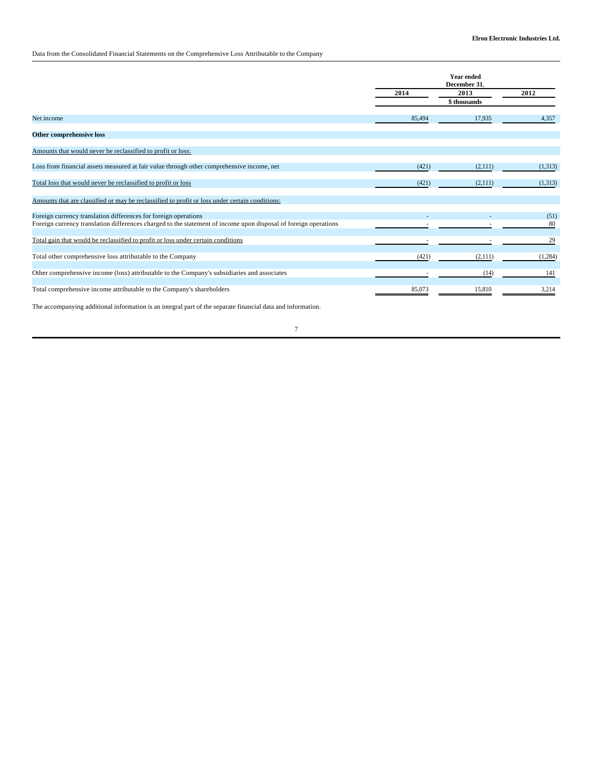Data from the Consolidated Financial Statements on the Comprehensive Loss Attributable to the Company

| | Year ended December 31, | | |
|---|---|---|---|
| | 2014 | 2013 | 2012 |
| | | $ thousands | |
| Net income | 85,494 | 17,935 | 4,357 |
| **Other comprehensive loss** | | | |
| Amounts that would never be reclassified to profit or loss: | | | |
| Loss from financial assets measured at fair value through other comprehensive income, net | (421) | (2,111) | (1,313) |
| Total loss that would never be reclassified to profit or loss | (421) | (2,111) | (1,313) |
| Amounts that are classified or may be reclassified to profit or loss under certain conditions: | | | |
| Foreign currency translation differences for foreign operations | - | - | (51) |
| Foreign currency translation differences charged to the statement of income upon disposal of foreign operations | - | - | 80 |
| Total gain that would be reclassified to profit or loss under certain conditions | - | - | 29 |
| Total other comprehensive loss attributable to the Company | (421) | (2,111) | (1,284) |
| Other comprehensive income (loss) attributable to the Company's subsidiaries and associates | - | (14) | 141 |
| Total comprehensive income attributable to the Company's shareholders | 85,073 | 15,810 | 3,214 |

The accompanying additional information is an integral part of the separate financial data and information.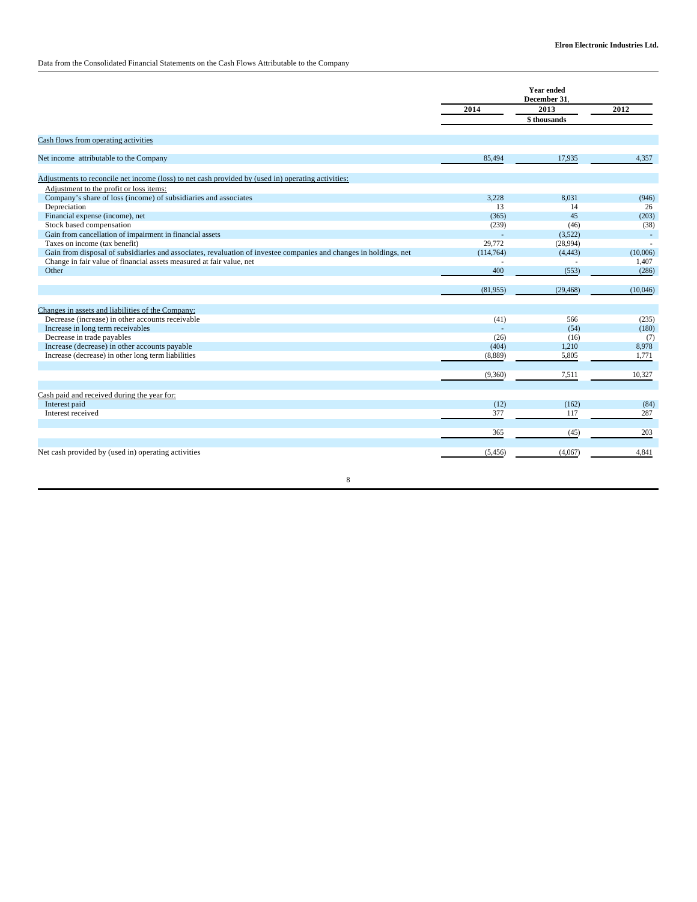Data from the Consolidated Financial Statements on the Cash Flows Attributable to the Company

| | Year ended December 31, | | |
|---|---|---|---|
| | 2014 | 2013 | 2012 |
| | | $ thousands | |
| Cash flows from operating activities | | | |
| Net income attributable to the Company | 85,494 | 17,935 | 4,357 |
| Adjustments to reconcile net income (loss) to net cash provided by (used in) operating activities: | | | |
| Adjustment to the profit or loss items: | | | |
| Company's share of loss (income) of subsidiaries and associates | 3,228 | 8,031 | (946) |
| Depreciation | 13 | 14 | 26 |
| Financial expense (income), net | (365) | 45 | (203) |
| Stock based compensation | (239) | (46) | (38) |
| Gain from cancellation of impairment in financial assets | - | (3,522) | - |
| Taxes on income (tax benefit) | 29,772 | (28,994) | - |
| Gain from disposal of subsidiaries and associates, revaluation of investee companies and changes in holdings, net | (114,764) | (4,443) | (10,006) |
| Change in fair value of financial assets measured at fair value, net | - | - | 1,407 |
| Other | 400 | (553) | (286) |
| | (81,955) | (29,468) | (10,046) |
| Changes in assets and liabilities of the Company: | | | |
| Decrease (increase) in other accounts receivable | (41) | 566 | (235) |
| Increase in long term receivables | - | (54) | (180) |
| Decrease in trade payables | (26) | (16) | (7) |
| Increase (decrease) in other accounts payable | (404) | 1,210 | 8,978 |
| Increase (decrease) in other long term liabilities | (8,889) | 5,805 | 1,771 |
| | (9,360) | 7,511 | 10,327 |
| Cash paid and received during the year for: | | | |
| Interest paid | (12) | (162) | (84) |
| Interest received | 377 | 117 | 287 |
| | 365 | (45) | 203 |
| Net cash provided by (used in) operating activities | (5,456) | (4,067) | 4,841 |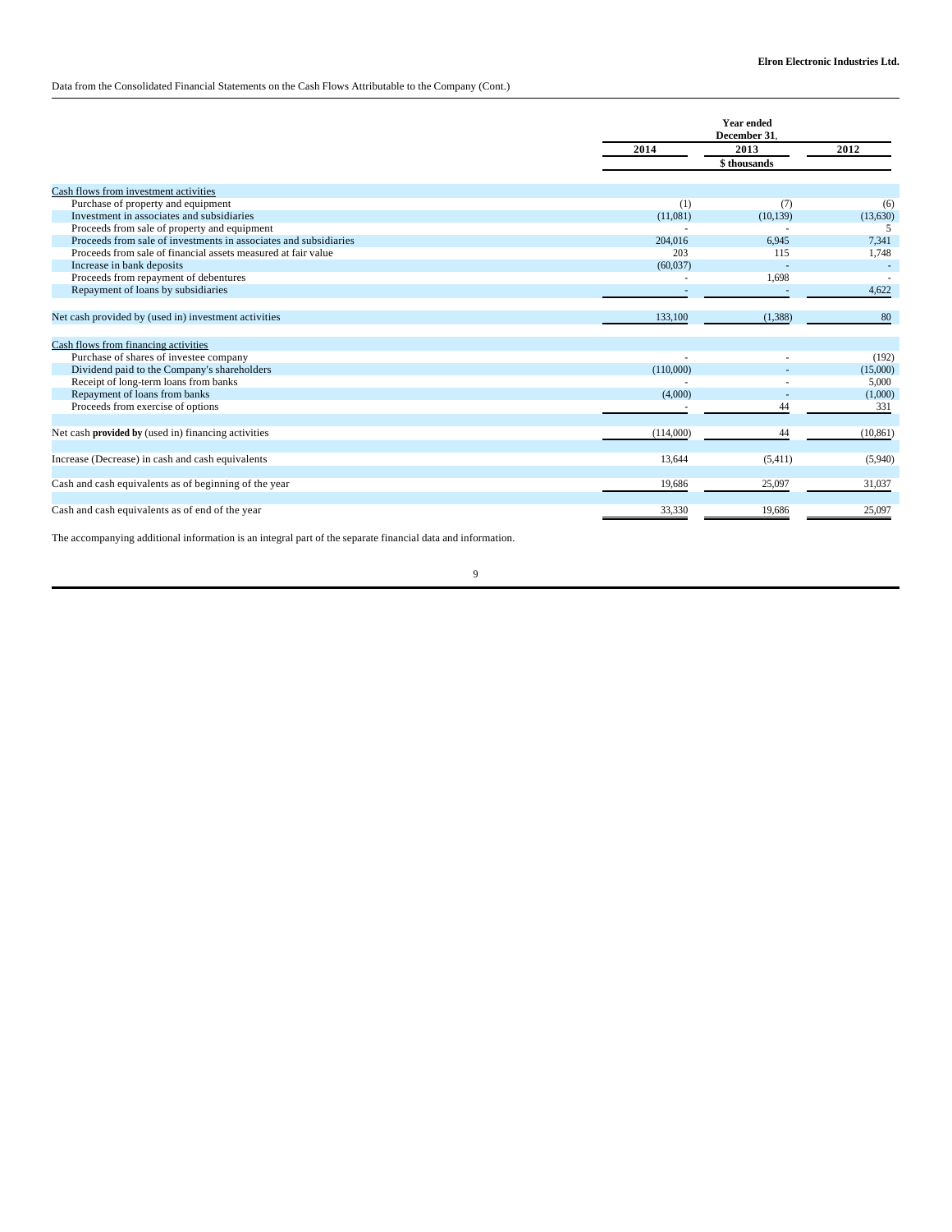Data from the Consolidated Financial Statements on the Cash Flows Attributable to the Company (Cont.)

| | Year ended December 31, | | |
|---|---|---|---|
| | 2014 | 2013 | 2012 |
| | | $ thousands | |
| Cash flows from investment activities | | | |
| Purchase of property and equipment | (1) | (7) | (6) |
| Investment in associates and subsidiaries | (11,081) | (10,139) | (13,630) |
| Proceeds from sale of property and equipment | - | - | 5 |
| Proceeds from sale of investments in associates and subsidiaries | 204,016 | 6,945 | 7,341 |
| Proceeds from sale of financial assets measured at fair value | 203 | 115 | 1,748 |
| Increase in bank deposits | (60,037) | - | - |
| Proceeds from repayment of debentures | - | 1,698 | - |
| Repayment of loans by subsidiaries | - | - | 4,622 |
| Net cash provided by (used in) investment activities | 133,100 | (1,388) | 80 |
| Cash flows from financing activities | | | |
| Purchase of shares of investee company | - | - | (192) |
| Dividend paid to the Company's shareholders | (110,000) | - | (15,000) |
| Receipt of long-term loans from banks | - | - | 5,000 |
| Repayment of loans from banks | (4,000) | - | (1,000) |
| Proceeds from exercise of options | - | 44 | 331 |
| Net cash **provided by** (used in) financing activities | (114,000) | 44 | (10,861) |
| Increase (Decrease) in cash and cash equivalents | 13,644 | (5,411) | (5,940) |
| Cash and cash equivalents as of beginning of the year | 19,686 | 25,097 | 31,037 |
| Cash and cash equivalents as of end of the year | 33,330 | 19,686 | 25,097 |

The accompanying additional information is an integral part of the separate financial data and information.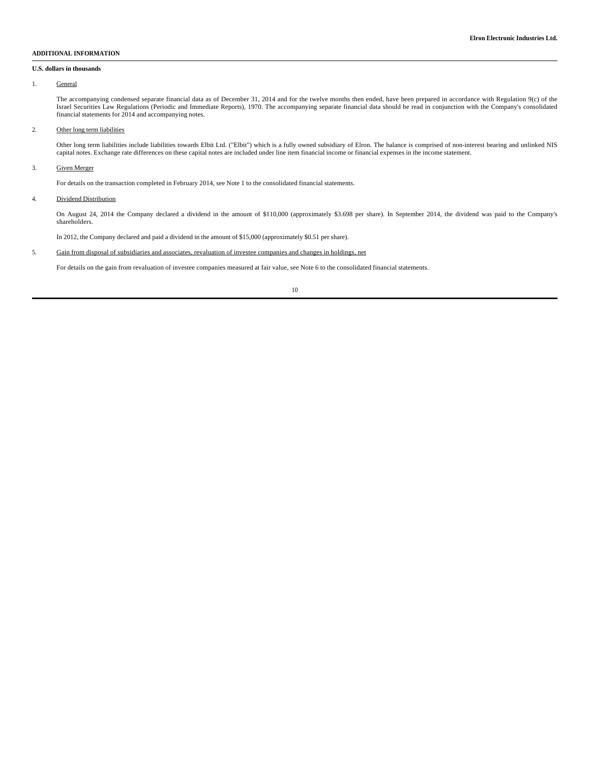**ADDITIONAL INFORMATION**

**U.S. dollars in thousands**

1. General

The accompanying condensed separate financial data as of December 31, 2014 and for the twelve months then ended, have been prepared in accordance with Regulation 9(c) of the Israel Securities Law Regulations (Periodic and Immediate Reports), 1970. The accompanying separate financial data should be read in conjunction with the Company's consolidated financial statements for 2014 and accompanying notes.

2. Other long term liabilities

Other long term liabilities include liabilities towards Elbit Ltd. ("Elbit") which is a fully owned subsidiary of Elron. The balance is comprised of non-interest bearing and unlinked NIS capital notes. Exchange rate differences on these capital notes are included under line item financial income or financial expenses in the income statement.

3. Given Merger

For details on the transaction completed in February 2014, see Note 1 to the consolidated financial statements.

4. Dividend Distribution

On August 24, 2014 the Company declared a dividend in the amount of $110,000 (approximately $3.698 per share). In September 2014, the dividend was paid to the Company's shareholders.

In 2012, the Company declared and paid a dividend in the amount of $15,000 (approximately $0.51 per share).

5. Gain from disposal of subsidiaries and associates, revaluation of investee companies and changes in holdings, net

For details on the gain from revaluation of investee companies measured at fair value, see Note 6 to the consolidated financial statements.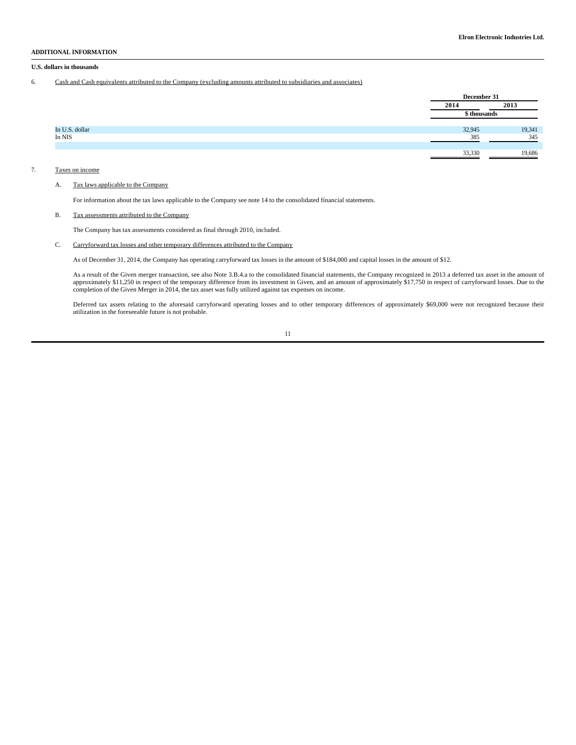**ADDITIONAL INFORMATION**

**U.S. dollars in thousands**

6. Cash and Cash equivalents attributed to the Company (excluding amounts attributed to subsidiaries and associates)

| | December 31 | |
|---|---|---|
| | 2014 | 2013 |
| | $ thousands | |
| In U.S. dollar | 32,945 | 19,341 |
| In NIS | 385 | 345 |
| | 33,330 | 19,686 |

7. Taxes on income

A. Tax laws applicable to the Company

For information about the tax laws applicable to the Company see note 14 to the consolidated financial statements.

B. Tax assessments attributed to the Company

The Company has tax assessments considered as final through 2010, included.

C. Carryforward tax losses and other temporary differences attributed to the Company

As of December 31, 2014, the Company has operating carryforward tax losses in the amount of $184,000 and capital losses in the amount of $12.

As a result of the Given merger transaction, see also Note 3.B.4.a to the consolidated financial statements, the Company recognized in 2013 a deferred tax asset in the amount of approximately $11,250 in respect of the temporary difference from its investment in Given, and an amount of approximately $17,750 in respect of carryforward losses. Due to the completion of the Given Merger in 2014, the tax asset was fully utilized against tax expenses on income.

Deferred tax assets relating to the aforesaid carryforward operating losses and to other temporary differences of approximately $69,000 were not recognized because their utilization in the foreseeable future is not probable.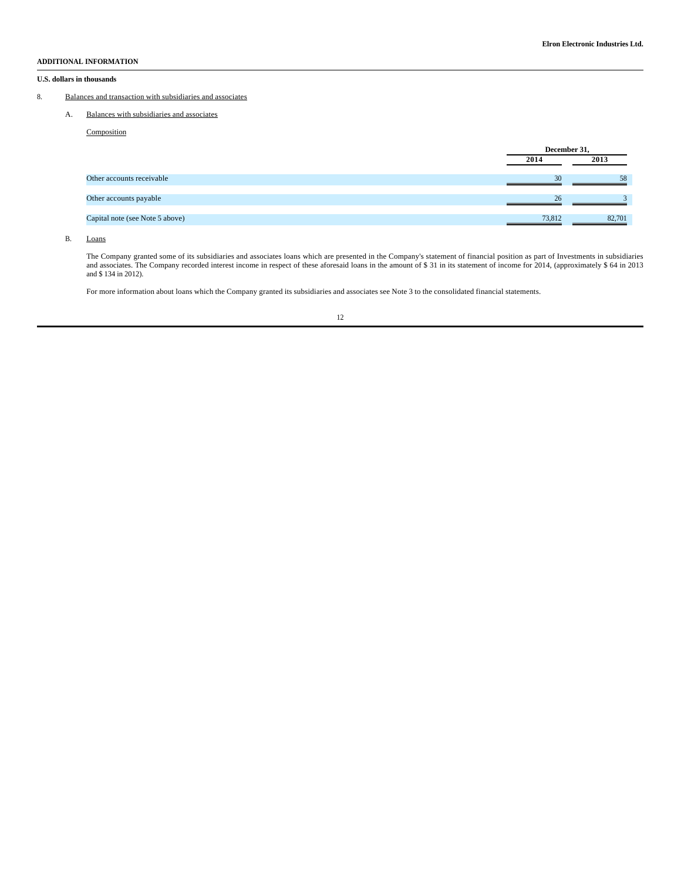**ADDITIONAL INFORMATION**

**U.S. dollars in thousands**

8. Balances and transaction with subsidiaries and associates

A. Balances with subsidiaries and associates

Composition

| | December 31, | |
|---|---|---|
| | 2014 | 2013 |
| Other accounts receivable | 30 | 58 |
| Other accounts payable | 26 | 3 |
| Capital note (see Note 5 above) | 73,812 | 82,701 |

B. Loans

The Company granted some of its subsidiaries and associates loans which are presented in the Company's statement of financial position as part of Investments in subsidiaries and associates. The Company recorded interest income in respect of these aforesaid loans in the amount of $ 31 in its statement of income for 2014, (approximately $ 64 in 2013 and $ 134 in 2012).

For more information about loans which the Company granted its subsidiaries and associates see Note 3 to the consolidated financial statements.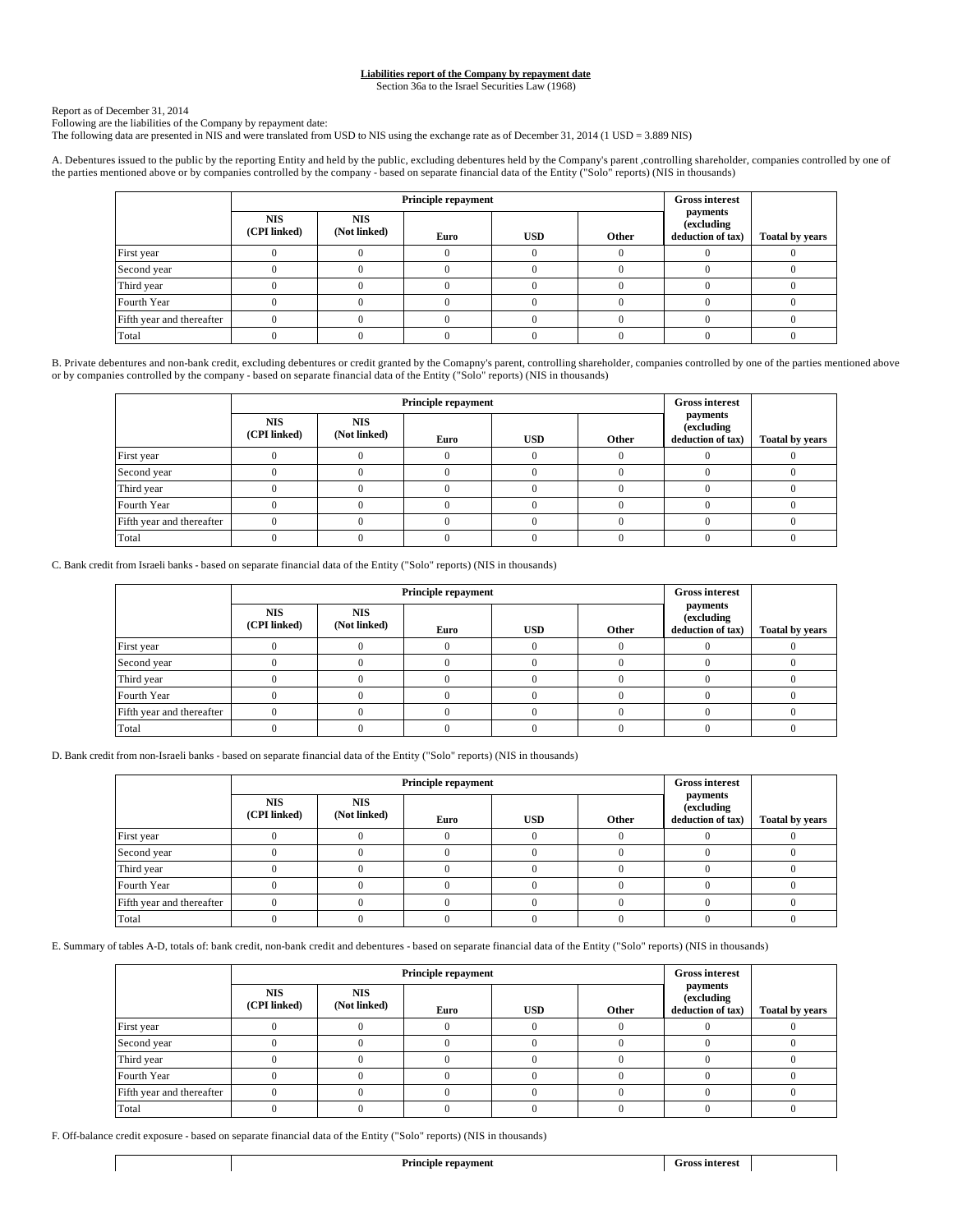**Liabilities report of the Company by repayment date**

Section 36a to the Israel Securities Law (1968)

Report as of December 31, 2014

Following are the liabilities of the Company by repayment date:

The following data are presented in NIS and were translated from USD to NIS using the exchange rate as of December 31, 2014 (1 USD = 3.889 NIS)

A. Debentures issued to the public by the reporting Entity and held by the public, excluding debentures held by the Company's parent ,controlling shareholder, companies controlled by one of the parties mentioned above or by companies controlled by the company - based on separate financial data of the Entity ("Solo" reports) (NIS in thousands)

| | Principle repayment | | | | | Gross interest payments (excluding deduction of tax) | Toatal by years |
|---|---|---|---|---|---|---|---|
| | NIS (CPI linked) | NIS (Not linked) | Euro | USD | Other | | |
| First year | 0 | 0 | 0 | 0 | 0 | 0 | 0 |
| Second year | 0 | 0 | 0 | 0 | 0 | 0 | 0 |
| Third year | 0 | 0 | 0 | 0 | 0 | 0 | 0 |
| Fourth Year | 0 | 0 | 0 | 0 | 0 | 0 | 0 |
| Fifth year and thereafter | 0 | 0 | 0 | 0 | 0 | 0 | 0 |
| Total | 0 | 0 | 0 | 0 | 0 | 0 | 0 |

B. Private debentures and non-bank credit, excluding debentures or credit granted by the Comapny's parent, controlling shareholder, companies controlled by one of the parties mentioned above or by companies controlled by the company - based on separate financial data of the Entity ("Solo" reports) (NIS in thousands)

| | Principle repayment | | | | | Gross interest payments (excluding deduction of tax) | Toatal by years |
|---|---|---|---|---|---|---|---|
| | NIS (CPI linked) | NIS (Not linked) | Euro | USD | Other | | |
| First year | 0 | 0 | 0 | 0 | 0 | 0 | 0 |
| Second year | 0 | 0 | 0 | 0 | 0 | 0 | 0 |
| Third year | 0 | 0 | 0 | 0 | 0 | 0 | 0 |
| Fourth Year | 0 | 0 | 0 | 0 | 0 | 0 | 0 |
| Fifth year and thereafter | 0 | 0 | 0 | 0 | 0 | 0 | 0 |
| Total | 0 | 0 | 0 | 0 | 0 | 0 | 0 |

C. Bank credit from Israeli banks - based on separate financial data of the Entity ("Solo" reports) (NIS in thousands)

| | Principle repayment | | | | | Gross interest payments (excluding deduction of tax) | Toatal by years |
|---|---|---|---|---|---|---|---|
| | NIS (CPI linked) | NIS (Not linked) | Euro | USD | Other | | |
| First year | 0 | 0 | 0 | 0 | 0 | 0 | 0 |
| Second year | 0 | 0 | 0 | 0 | 0 | 0 | 0 |
| Third year | 0 | 0 | 0 | 0 | 0 | 0 | 0 |
| Fourth Year | 0 | 0 | 0 | 0 | 0 | 0 | 0 |
| Fifth year and thereafter | 0 | 0 | 0 | 0 | 0 | 0 | 0 |
| Total | 0 | 0 | 0 | 0 | 0 | 0 | 0 |

D. Bank credit from non-Israeli banks - based on separate financial data of the Entity ("Solo" reports) (NIS in thousands)

| | Principle repayment | | | | | Gross interest payments (excluding deduction of tax) | Toatal by years |
|---|---|---|---|---|---|---|---|
| | NIS (CPI linked) | NIS (Not linked) | Euro | USD | Other | | |
| First year | 0 | 0 | 0 | 0 | 0 | 0 | 0 |
| Second year | 0 | 0 | 0 | 0 | 0 | 0 | 0 |
| Third year | 0 | 0 | 0 | 0 | 0 | 0 | 0 |
| Fourth Year | 0 | 0 | 0 | 0 | 0 | 0 | 0 |
| Fifth year and thereafter | 0 | 0 | 0 | 0 | 0 | 0 | 0 |
| Total | 0 | 0 | 0 | 0 | 0 | 0 | 0 |

E. Summary of tables A-D, totals of: bank credit, non-bank credit and debentures - based on separate financial data of the Entity ("Solo" reports) (NIS in thousands)

| | Principle repayment | | | | | Gross interest payments (excluding deduction of tax) | Toatal by years |
|---|---|---|---|---|---|---|---|
| | NIS (CPI linked) | NIS (Not linked) | Euro | USD | Other | | |
| First year | 0 | 0 | 0 | 0 | 0 | 0 | 0 |
| Second year | 0 | 0 | 0 | 0 | 0 | 0 | 0 |
| Third year | 0 | 0 | 0 | 0 | 0 | 0 | 0 |
| Fourth Year | 0 | 0 | 0 | 0 | 0 | 0 | 0 |
| Fifth year and thereafter | 0 | 0 | 0 | 0 | 0 | 0 | 0 |
| Total | 0 | 0 | 0 | 0 | 0 | 0 | 0 |

F. Off-balance credit exposure - based on separate financial data of the Entity ("Solo" reports) (NIS in thousands)

| | Principle repayment | Gross interest | |
|---|---|---|---|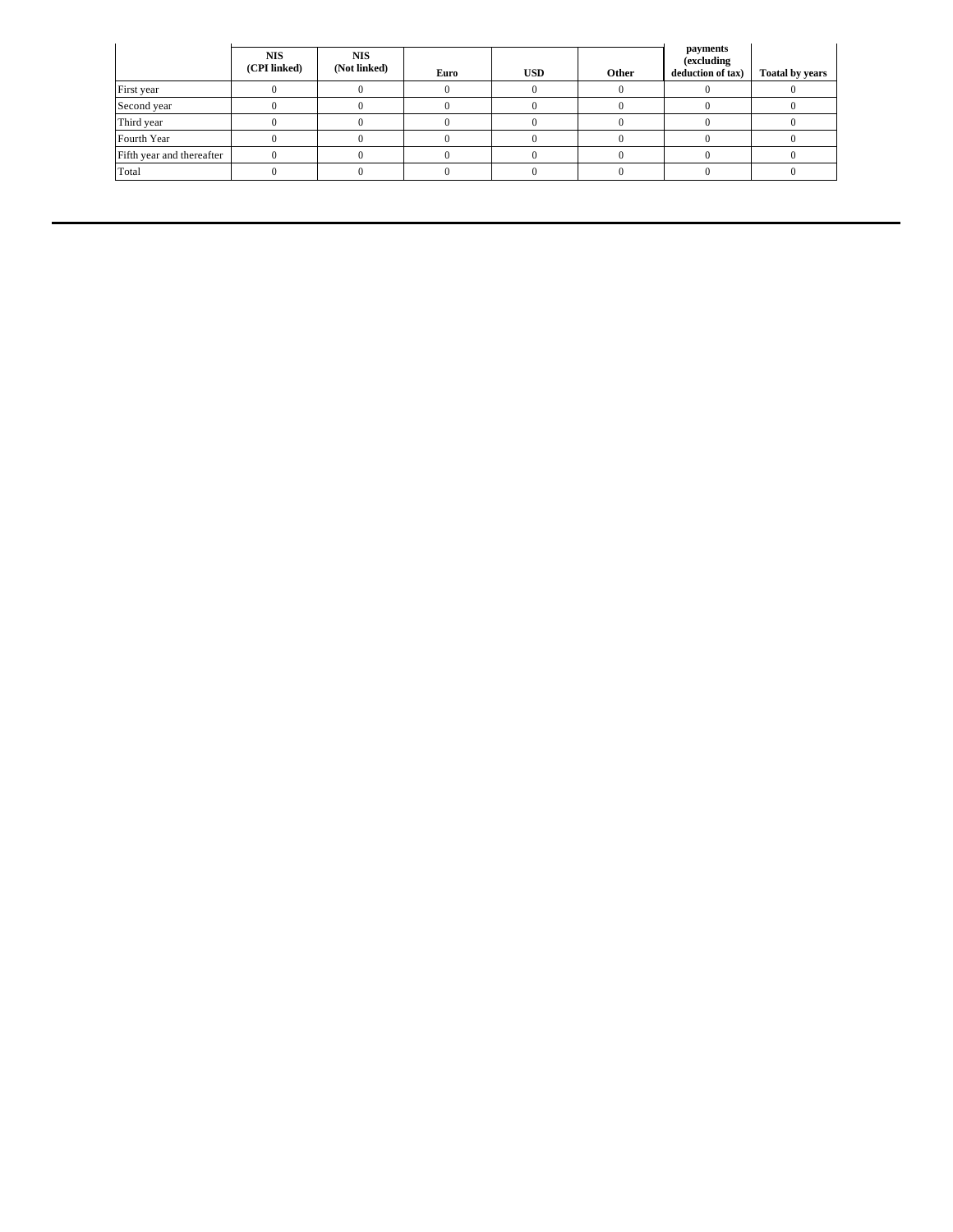| | NIS (CPI linked) | NIS (Not linked) | Euro | USD | Other | payments (excluding deduction of tax) | Toatal by years |
|---|---|---|---|---|---|---|---|
| First year | 0 | 0 | 0 | 0 | 0 | 0 | 0 |
| Second year | 0 | 0 | 0 | 0 | 0 | 0 | 0 |
| Third year | 0 | 0 | 0 | 0 | 0 | 0 | 0 |
| Fourth Year | 0 | 0 | 0 | 0 | 0 | 0 | 0 |
| Fifth year and thereafter | 0 | 0 | 0 | 0 | 0 | 0 | 0 |
| Total | 0 | 0 | 0 | 0 | 0 | 0 | 0 |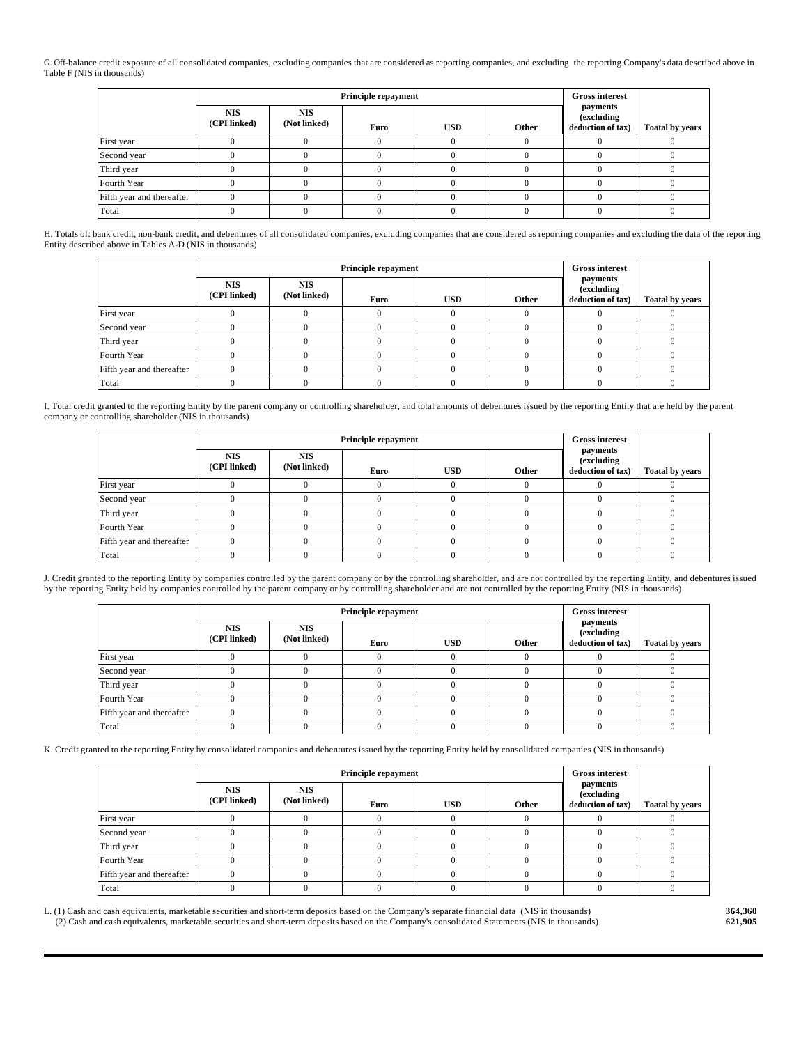G. Off-balance credit exposure of all consolidated companies, excluding companies that are considered as reporting companies, and excluding the reporting Company's data described above in Table F (NIS in thousands)

| | Principle repayment | | | | | Gross interest payments (excluding deduction of tax) | Toatal by years |
|---|---|---|---|---|---|---|---|
| | NIS (CPI linked) | NIS (Not linked) | Euro | USD | Other | | |
| First year | 0 | 0 | 0 | 0 | 0 | 0 | 0 |
| Second year | 0 | 0 | 0 | 0 | 0 | 0 | 0 |
| Third year | 0 | 0 | 0 | 0 | 0 | 0 | 0 |
| Fourth Year | 0 | 0 | 0 | 0 | 0 | 0 | 0 |
| Fifth year and thereafter | 0 | 0 | 0 | 0 | 0 | 0 | 0 |
| Total | 0 | 0 | 0 | 0 | 0 | 0 | 0 |

H. Totals of: bank credit, non-bank credit, and debentures of all consolidated companies, excluding companies that are considered as reporting companies and excluding the data of the reporting Entity described above in Tables A-D (NIS in thousands)

| | Principle repayment | | | | | Gross interest payments (excluding deduction of tax) | Toatal by years |
|---|---|---|---|---|---|---|---|
| | NIS (CPI linked) | NIS (Not linked) | Euro | USD | Other | | |
| First year | 0 | 0 | 0 | 0 | 0 | 0 | 0 |
| Second year | 0 | 0 | 0 | 0 | 0 | 0 | 0 |
| Third year | 0 | 0 | 0 | 0 | 0 | 0 | 0 |
| Fourth Year | 0 | 0 | 0 | 0 | 0 | 0 | 0 |
| Fifth year and thereafter | 0 | 0 | 0 | 0 | 0 | 0 | 0 |
| Total | 0 | 0 | 0 | 0 | 0 | 0 | 0 |

I. Total credit granted to the reporting Entity by the parent company or controlling shareholder, and total amounts of debentures issued by the reporting Entity that are held by the parent company or controlling shareholder (NIS in thousands)

| | Principle repayment | | | | | Gross interest payments (excluding deduction of tax) | Toatal by years |
|---|---|---|---|---|---|---|---|
| | NIS (CPI linked) | NIS (Not linked) | Euro | USD | Other | | |
| First year | 0 | 0 | 0 | 0 | 0 | 0 | 0 |
| Second year | 0 | 0 | 0 | 0 | 0 | 0 | 0 |
| Third year | 0 | 0 | 0 | 0 | 0 | 0 | 0 |
| Fourth Year | 0 | 0 | 0 | 0 | 0 | 0 | 0 |
| Fifth year and thereafter | 0 | 0 | 0 | 0 | 0 | 0 | 0 |
| Total | 0 | 0 | 0 | 0 | 0 | 0 | 0 |

J. Credit granted to the reporting Entity by companies controlled by the parent company or by the controlling shareholder, and are not controlled by the reporting Entity, and debentures issued by the reporting Entity held by companies controlled by the parent company or by controlling shareholder and are not controlled by the reporting Entity (NIS in thousands)

| | Principle repayment | | | | | Gross interest payments (excluding deduction of tax) | Toatal by years |
|---|---|---|---|---|---|---|---|
| | NIS (CPI linked) | NIS (Not linked) | Euro | USD | Other | | |
| First year | 0 | 0 | 0 | 0 | 0 | 0 | 0 |
| Second year | 0 | 0 | 0 | 0 | 0 | 0 | 0 |
| Third year | 0 | 0 | 0 | 0 | 0 | 0 | 0 |
| Fourth Year | 0 | 0 | 0 | 0 | 0 | 0 | 0 |
| Fifth year and thereafter | 0 | 0 | 0 | 0 | 0 | 0 | 0 |
| Total | 0 | 0 | 0 | 0 | 0 | 0 | 0 |

K. Credit granted to the reporting Entity by consolidated companies and debentures issued by the reporting Entity held by consolidated companies (NIS in thousands)

| | Principle repayment | | | | | Gross interest payments (excluding deduction of tax) | Toatal by years |
|---|---|---|---|---|---|---|---|
| | NIS (CPI linked) | NIS (Not linked) | Euro | USD | Other | | |
| First year | 0 | 0 | 0 | 0 | 0 | 0 | 0 |
| Second year | 0 | 0 | 0 | 0 | 0 | 0 | 0 |
| Third year | 0 | 0 | 0 | 0 | 0 | 0 | 0 |
| Fourth Year | 0 | 0 | 0 | 0 | 0 | 0 | 0 |
| Fifth year and thereafter | 0 | 0 | 0 | 0 | 0 | 0 | 0 |
| Total | 0 | 0 | 0 | 0 | 0 | 0 | 0 |

L. (1) Cash and cash equivalents, marketable securities and short-term deposits based on the Company's separate financial data (NIS in thousands) **364,360**

(2) Cash and cash equivalents, marketable securities and short-term deposits based on the Company's consolidated Statements (NIS in thousands) **621,905**